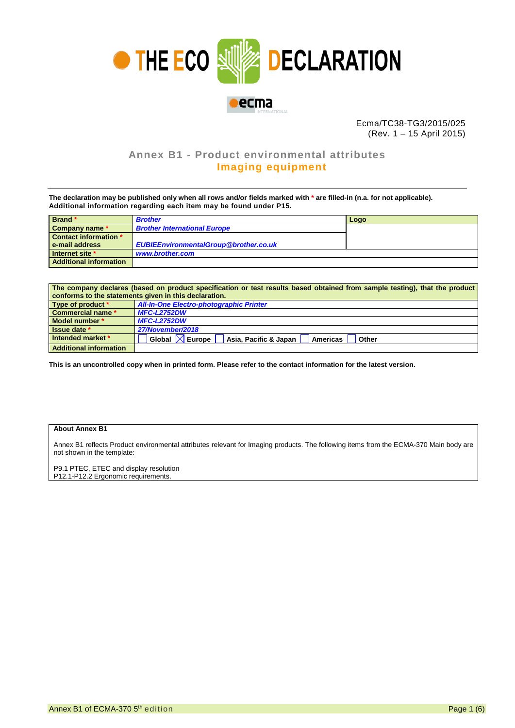# THE ECO DECLARATION

Ecma/TC38-TG3/2015/025
(Rev. 1 – 15 April 2015)

## Annex B1 - Product environmental attributes
## Imaging equipment

**The declaration may be published only when all rows and/or fields marked with * are filled-in (n.a. for not applicable).**
**Additional information regarding each item may be found under P15.**

| Brand * | *Brother* | Logo |
|---|---|---|
| Company name * | *Brother International Europe* | |
| Contact information * e-mail address | *EUBIEEnvironmentalGroup@brother.co.uk* | |
| Internet site * | *www.brother.com* | |
| Additional information | | |

| The company declares (based on product specification or test results based obtained from sample testing), that the product conforms to the statements given in this declaration. | |
|---|---|
| Type of product * | *All-In-One Electro-photographic Printer* |
| Commercial name * | *MFC-L2752DW* |
| Model number * | *MFC-L2752DW* |
| Issue date * | *27/November/2018* |
| Intended market * | ☐ Global ☒ Europe ☐ Asia, Pacific & Japan ☐ Americas ☐ Other |
| Additional information | |

**This is an uncontrolled copy when in printed form. Please refer to the contact information for the latest version.**

**About Annex B1**

Annex B1 reflects Product environmental attributes relevant for Imaging products. The following items from the ECMA-370 Main body are not shown in the template:

P9.1 PTEC, ETEC and display resolution
P12.1-P12.2 Ergonomic requirements.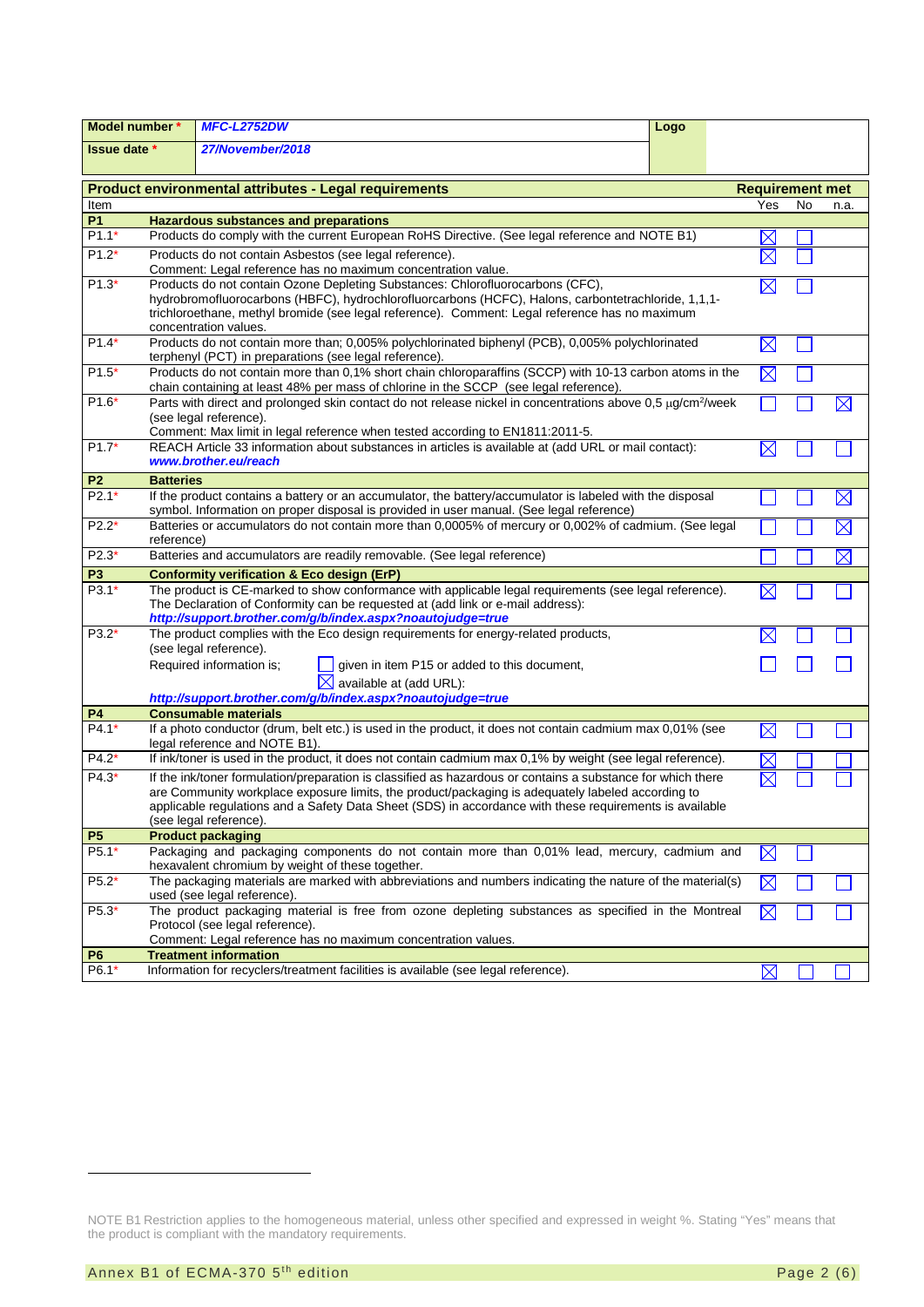| Model number * | *MFC-L2752DW* | Logo |
|---|---|---|
| Issue date * | *27/November/2018* | |

| Product environmental attributes - Legal requirements | | Requirement met | | |
|---|---|---|---|---|
| Item | | Yes | No | n.a. |
| **P1** | **Hazardous substances and preparations** | | | |
| P1.1* | Products do comply with the current European RoHS Directive. (See legal reference and NOTE B1) | ☒ | ☐ | |
| P1.2* | Products do not contain Asbestos (see legal reference). Comment: Legal reference has no maximum concentration value. | ☒ | ☐ | |
| P1.3* | Products do not contain Ozone Depleting Substances: Chlorofluorocarbons (CFC), hydrobromofluorocarbons (HBFC), hydrochlorofluorcarbons (HCFC), Halons, carbontetrachloride, 1,1,1-trichloroethane, methyl bromide (see legal reference). Comment: Legal reference has no maximum concentration values. | ☒ | ☐ | |
| P1.4* | Products do not contain more than; 0,005% polychlorinated biphenyl (PCB), 0,005% polychlorinated terphenyl (PCT) in preparations (see legal reference). | ☒ | ☐ | |
| P1.5* | Products do not contain more than 0,1% short chain chloroparaffins (SCCP) with 10-13 carbon atoms in the chain containing at least 48% per mass of chlorine in the SCCP (see legal reference). | ☒ | ☐ | |
| P1.6* | Parts with direct and prolonged skin contact do not release nickel in concentrations above 0,5 μg/cm²/week (see legal reference). Comment: Max limit in legal reference when tested according to EN1811:2011-5. | ☐ | ☐ | ☒ |
| P1.7* | REACH Article 33 information about substances in articles is available at (add URL or mail contact): ***www.brother.eu/reach*** | ☒ | ☐ | ☐ |
| **P2** | **Batteries** | | | |
| P2.1* | If the product contains a battery or an accumulator, the battery/accumulator is labeled with the disposal symbol. Information on proper disposal is provided in user manual. (See legal reference) | ☐ | ☐ | ☒ |
| P2.2* | Batteries or accumulators do not contain more than 0,0005% of mercury or 0,002% of cadmium. (See legal reference) | ☐ | ☐ | ☒ |
| P2.3* | Batteries and accumulators are readily removable. (See legal reference) | ☐ | ☐ | ☒ |
| **P3** | **Conformity verification & Eco design (ErP)** | | | |
| P3.1* | The product is CE-marked to show conformance with applicable legal requirements (see legal reference). The Declaration of Conformity can be requested at (add link or e-mail address): ***http://support.brother.com/g/b/index.aspx?noautojudge=true*** | ☒ | ☐ | ☐ |
| P3.2* | The product complies with the Eco design requirements for energy-related products, (see legal reference). | ☒ | ☐ | ☐ |
| | Required information is; ☐ given in item P15 or added to this document, ☒ available at (add URL): ***http://support.brother.com/g/b/index.aspx?noautojudge=true*** | ☐ | ☐ | ☐ |
| **P4** | **Consumable materials** | | | |
| P4.1* | If a photo conductor (drum, belt etc.) is used in the product, it does not contain cadmium max 0,01% (see legal reference and NOTE B1). | ☒ | ☐ | ☐ |
| P4.2* | If ink/toner is used in the product, it does not contain cadmium max 0,1% by weight (see legal reference). | ☒ | ☐ | ☐ |
| P4.3* | If the ink/toner formulation/preparation is classified as hazardous or contains a substance for which there are Community workplace exposure limits, the product/packaging is adequately labeled according to applicable regulations and a Safety Data Sheet (SDS) in accordance with these requirements is available (see legal reference). | ☒ | ☐ | ☐ |
| **P5** | **Product packaging** | | | |
| P5.1* | Packaging and packaging components do not contain more than 0,01% lead, mercury, cadmium and hexavalent chromium by weight of these together. | ☒ | ☐ | |
| P5.2* | The packaging materials are marked with abbreviations and numbers indicating the nature of the material(s) used (see legal reference). | ☒ | ☐ | ☐ |
| P5.3* | The product packaging material is free from ozone depleting substances as specified in the Montreal Protocol (see legal reference). Comment: Legal reference has no maximum concentration values. | ☒ | ☐ | ☐ |
| **P6** | **Treatment information** | | | |
| P6.1* | Information for recyclers/treatment facilities is available (see legal reference). | ☒ | ☐ | ☐ |

NOTE B1 Restriction applies to the homogeneous material, unless other specified and expressed in weight %. Stating "Yes" means that the product is compliant with the mandatory requirements.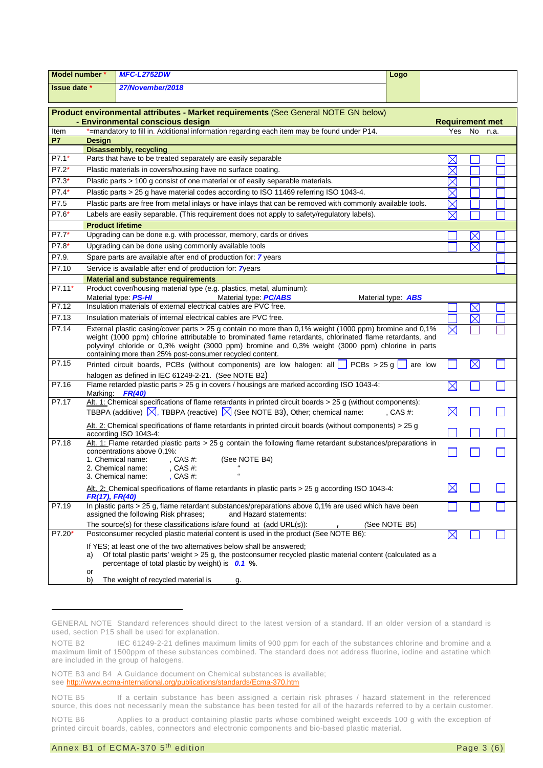| Model number * | MFC-L2752DW | Logo | |
|---|---|---|---|
| Issue date * | 27/November/2018 | | |

| Item | **Product environmental attributes - Market requirements** (See General NOTE GN below) **- Environmental conscious design** | Requirement met Yes | No | n.a. |
|---|---|---|---|---|
| Item | *=mandatory to fill in. Additional information regarding each item may be found under P14. | Yes | No | n.a. |
| **P7** | **Design** | | | |
| | **Disassembly, recycling** | | | |
| P7.1* | Parts that have to be treated separately are easily separable | ☒ | ☐ | ☐ |
| P7.2* | Plastic materials in covers/housing have no surface coating. | ☒ | ☐ | ☐ |
| P7.3* | Plastic parts > 100 g consist of one material or of easily separable materials. | ☒ | ☐ | ☐ |
| P7.4* | Plastic parts > 25 g have material codes according to ISO 11469 referring ISO 1043-4. | ☒ | ☐ | ☐ |
| P7.5 | Plastic parts are free from metal inlays or have inlays that can be removed with commonly available tools. | ☒ | ☐ | ☐ |
| P7.6* | Labels are easily separable. (This requirement does not apply to safety/regulatory labels). | ☒ | ☐ | ☐ |
| | **Product lifetime** | | | |
| P7.7* | Upgrading can be done e.g. with processor, memory, cards or drives | ☐ | ☒ | ☐ |
| P7.8* | Upgrading can be done using commonly available tools | ☐ | ☒ | ☐ |
| P7.9. | Spare parts are available after end of production for: *7* years | | | ☐ |
| P7.10 | Service is available after end of production for: *7* years | | | ☐ |
| | **Material and substance requirements** | | | |
| P7.11* | Product cover/housing material type (e.g. plastics, metal, aluminum): Material type: *PS-HI* Material type: *PC/ABS* Material type: *ABS* | | | |
| P7.12 | Insulation materials of external electrical cables are PVC free. | ☐ | ☒ | ☐ |
| P7.13 | Insulation materials of internal electrical cables are PVC free. | ☐ | ☒ | ☐ |
| P7.14 | External plastic casing/cover parts > 25 g contain no more than 0,1% weight (1000 ppm) bromine and 0,1% weight (1000 ppm) chlorine attributable to brominated flame retardants, chlorinated flame retardants, and polyvinyl chloride or 0,3% weight (3000 ppm) bromine and 0,3% weight (3000 ppm) chlorine in parts containing more than 25% post-consumer recycled content. | ☒ | ☐ | ☐ |
| P7.15 | Printed circuit boards, PCBs (without components) are low halogen: all ☐ PCBs > 25 g ☐ are low halogen as defined in IEC 61249-2-21. (See NOTE B2) | ☐ | ☒ | ☐ |
| P7.16 | Flame retarded plastic parts > 25 g in covers / housings are marked according ISO 1043-4: Marking: *FR(40)* | ☒ | ☐ | ☐ |
| P7.17 | Alt. 1: Chemical specifications of flame retardants in printed circuit boards > 25 g (without components): TBBPA (additive) ☒, TBBPA (reactive) ☒ (See NOTE B3), Other; chemical name: , CAS #: | ☒ | ☐ | ☐ |
| | Alt. 2: Chemical specifications of flame retardants in printed circuit boards (without components) > 25 g according ISO 1043-4: | ☐ | ☐ | ☐ |
| P7.18 | Alt. 1: Flame retarded plastic parts > 25 g contain the following flame retardant substances/preparations in concentrations above 0,1%: 1. Chemical name: , CAS #: (See NOTE B4) 2. Chemical name: , CAS #: " 3. Chemical name: , CAS #: " | ☐ | ☐ | ☐ |
| | Alt. 2: Chemical specifications of flame retardants in plastic parts > 25 g according ISO 1043-4: *FR(17), FR(40)* | ☒ | ☐ | ☐ |
| P7.19 | In plastic parts > 25 g, flame retardant substances/preparations above 0,1% are used which have been assigned the following Risk phrases; and Hazard statements: The source(s) for these classifications is/are found at (add URL(s)): , (See NOTE B5) | ☐ | ☐ | ☐ |
| P7.20* | Postconsumer recycled plastic material content is used in the product (See NOTE B6): If YES; at least one of the two alternatives below shall be answered; a) Of total plastic parts' weight > 25 g, the postconsumer recycled plastic material content (calculated as a percentage of total plastic by weight) is ***0.1*** **%**. or b) The weight of recycled material is g. | ☒ | ☐ | ☐ |

GENERAL NOTE Standard references should direct to the latest version of a standard. If an older version of a standard is used, section P15 shall be used for explanation.

NOTE B2 IEC 61249-2-21 defines maximum limits of 900 ppm for each of the substances chlorine and bromine and a maximum limit of 1500ppm of these substances combined. The standard does not address fluorine, iodine and astatine which are included in the group of halogens.

NOTE B3 and B4 A Guidance document on Chemical substances is available; see http://www.ecma-international.org/publications/standards/Ecma-370.htm

NOTE B5 If a certain substance has been assigned a certain risk phrases / hazard statement in the referenced source, this does not necessarily mean the substance has been tested for all of the hazards referred to by a certain customer.

NOTE B6 Applies to a product containing plastic parts whose combined weight exceeds 100 g with the exception of printed circuit boards, cables, connectors and electronic components and bio-based plastic material.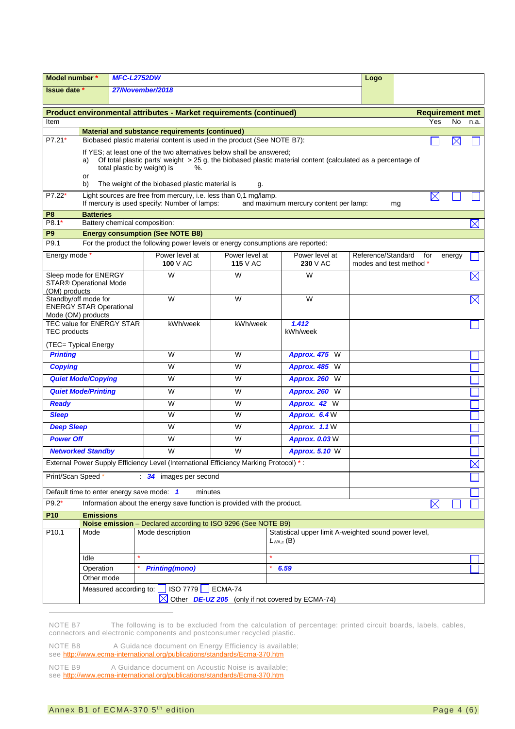| **Model number** * | *MFC-L2752DW* | **Logo** |
|---|---|---|
| **Issue date** * | *27/November/2018* | |

| **Product environmental attributes - Market requirements (continued)** | | | | | **Requirement met** | | |
|---|---|---|---|---|---|---|---|
| Item | | | | | Yes | No | n.a. |
| | **Material and substance requirements (continued)** | | | | | | |
| P7.21* | Biobased plastic material content is used in the product (See NOTE B7): If YES; at least one of the two alternatives below shall be answered; a) Of total plastic parts' weight > 25 g, the biobased plastic material content (calculated as a percentage of total plastic by weight) is %. or b) The weight of the biobased plastic material is g. | | | | ☐ | ☒ | ☐ |
| P7.22* | Light sources are free from mercury, i.e. less than 0,1 mg/lamp. If mercury is used specify: Number of lamps: and maximum mercury content per lamp: mg | | | | ☒ | ☐ | ☐ |
| **P8** | **Batteries** | | | | | | |
| P8.1* | Battery chemical composition: | | | | | | ☒ |
| **P9** | **Energy consumption (See NOTE B8)** | | | | | | |
| P9.1 | For the product the following power levels or energy consumptions are reported: | | | | | | |

| Energy mode * | Power level at **100** V AC | Power level at **115** V AC | Power level at **230** V AC | Reference/Standard for energy modes and test method * | |
|---|---|---|---|---|---|
| Sleep mode for ENERGY STAR® Operational Mode (OM) products | W | W | W | | ☒ |
| Standby/off mode for ENERGY STAR Operational Mode (OM) products | W | W | W | | ☒ |
| TEC value for ENERGY STAR TEC products (TEC= Typical Energy | kWh/week | kWh/week | *1.412* kWh/week | | ☐ |
| *Printing* | W | W | *Approx. 475* W | | ☐ |
| *Copying* | W | W | *Approx. 485* W | | ☐ |
| *Quiet Mode/Copying* | W | W | *Approx. 260* W | | ☐ |
| *Quiet Mode/Printing* | W | W | *Approx. 260* W | | ☐ |
| *Ready* | W | W | *Approx. 42* W | | ☐ |
| *Sleep* | W | W | *Approx. 6.4* W | | ☐ |
| *Deep Sleep* | W | W | *Approx. 1.1* W | | ☐ |
| *Power Off* | W | W | *Approx. 0.03* W | | ☐ |
| *Networked Standby* | W | W | *Approx. 5.10* W | | ☐ |
| External Power Supply Efficiency Level (International Efficiency Marking Protocol) * : | | | | | ☒ |
| Print/Scan Speed * : *34* images per second | | | | | ☐ |
| Default time to enter energy save mode: *1* minutes | | | | | ☐ |

| | | Yes | No | n.a. |
|---|---|---|---|---|
| P9.2* | Information about the energy save function is provided with the product. | ☒ | ☐ | ☐ |
| **P10** | **Emissions** | | | |
| | **Noise emission** – Declared according to ISO 9296 (See NOTE B9) | | | |

| P10.1 | Mode | Mode description | Statistical upper limit A-weighted sound power level, $L_{WA,c}$ (B) | |
|---|---|---|---|---|
| | Idle | * | * | ☐ |
| | Operation | * *Printing(mono)* | * *6.59* | ☐ |
| | Other mode | | | |
| | Measured according to: ☐ ISO 7779 ☐ ECMA-74 ☒ Other *DE-UZ 205* (only if not covered by ECMA-74) | | | |

NOTE B7 The following is to be excluded from the calculation of percentage: printed circuit boards, labels, cables, connectors and electronic components and postconsumer recycled plastic.

NOTE B8 A Guidance document on Energy Efficiency is available; see http://www.ecma-international.org/publications/standards/Ecma-370.htm

NOTE B9 A Guidance document on Acoustic Noise is available; see http://www.ecma-international.org/publications/standards/Ecma-370.htm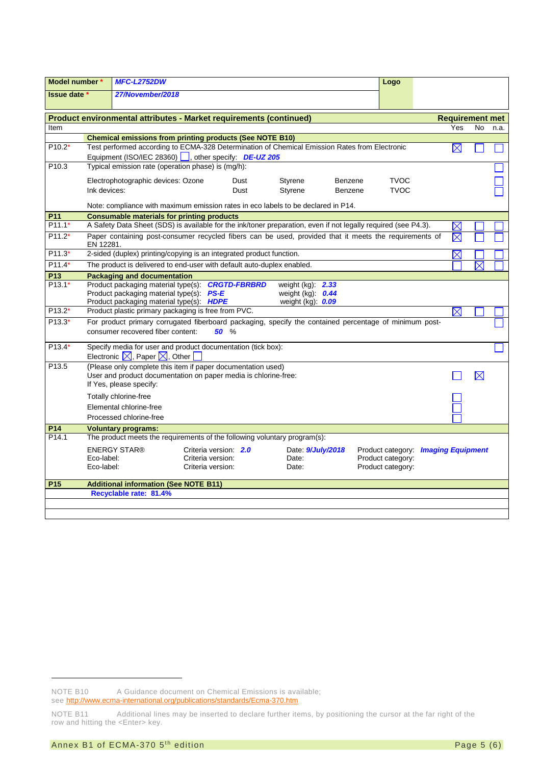| Model number * | *MFC-L2752DW* | Logo | |
|---|---|---|---|
| Issue date * | *27/November/2018* | | |

| Item | Product environmental attributes - Market requirements (continued) | Requirement met Yes | No | n.a. |
|---|---|---|---|---|
| | **Chemical emissions from printing products (See NOTE B10)** | | | |
| P10.2* | Test performed according to ECMA-328 Determination of Chemical Emission Rates from Electronic Equipment (ISO/IEC 28360) ☐, other specify: ***DE-UZ 205*** | ☒ | ☐ | ☐ |
| P10.3 | Typical emission rate (operation phase) is (mg/h): | | | ☐ |
| | Electrophotographic devices: Ozone  Dust  Styrene  Benzene  TVOC | | | ☐ |
| | Ink devices:  Dust  Styrene  Benzene  TVOC | | | ☐ |
| | Note: compliance with maximum emission rates in eco labels to be declared in P14. | | | |
| **P11** | **Consumable materials for printing products** | | | |
| P11.1* | A Safety Data Sheet (SDS) is available for the ink/toner preparation, even if not legally required (see P4.3). | ☒ | ☐ | ☐ |
| P11.2* | Paper containing post-consumer recycled fibers can be used, provided that it meets the requirements of EN 12281. | ☒ | ☐ | ☐ |
| P11.3* | 2-sided (duplex) printing/copying is an integrated product function. | ☒ | ☐ | ☐ |
| P11.4* | The product is delivered to end-user with default auto-duplex enabled. | ☐ | ☒ | ☐ |
| **P13** | **Packaging and documentation** | | | |
| P13.1* | Product packaging material type(s): ***CRGTD-FBRBRD*** weight (kg): ***2.33***<br>Product packaging material type(s): ***PS-E*** weight (kg): ***0.44***<br>Product packaging material type(s): ***HDPE*** weight (kg): ***0.09*** | | | |
| P13.2* | Product plastic primary packaging is free from PVC. | ☒ | ☐ | ☐ |
| P13.3* | For product primary corrugated fiberboard packaging, specify the contained percentage of minimum post-consumer recovered fiber content: ***50*** % | | | ☐ |
| P13.4* | Specify media for user and product documentation (tick box):<br>Electronic ☒, Paper ☒, Other ☐ | | | ☐ |
| P13.5 | (Please only complete this item if paper documentation used)<br>User and product documentation on paper media is chlorine-free:<br>If Yes, please specify: | ☐ | ☒ | |
| | Totally chlorine-free | ☐ | | |
| | Elemental chlorine-free | ☐ | | |
| | Processed chlorine-free | ☐ | | |
| **P14** | **Voluntary programs:** | | | |
| P14.1 | The product meets the requirements of the following voluntary program(s): | | | |
| | ENERGY STAR® Criteria version: ***2.0*** Date: ***9/July/2018*** Product category: ***Imaging Equipment*** | | | |
| | Eco-label: Criteria version: Date: Product category: | | | |
| | Eco-label: Criteria version: Date: Product category: | | | |
| **P15** | **Additional information (See NOTE B11)** | | | |
| | ***Recyclable rate: 81.4%*** | | | |
| | | | | |
| | | | | |

NOTE B10 A Guidance document on Chemical Emissions is available; see http://www.ecma-international.org/publications/standards/Ecma-370.htm

NOTE B11 Additional lines may be inserted to declare further items, by positioning the cursor at the far right of the row and hitting the <Enter> key.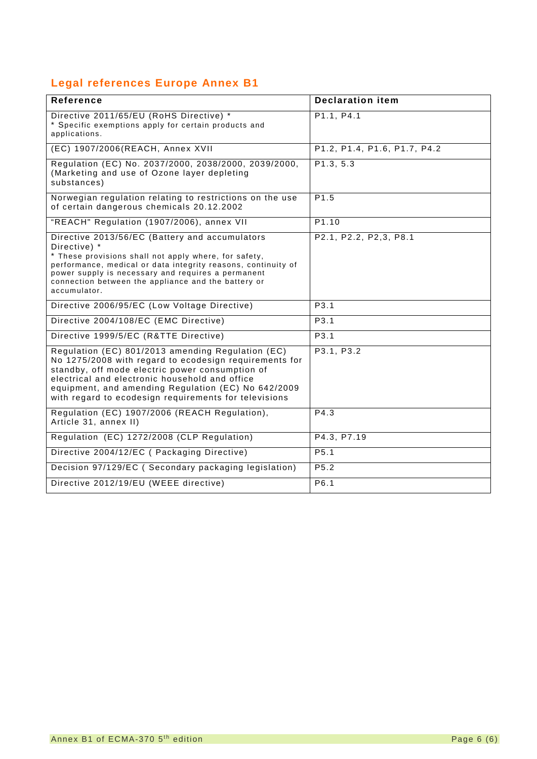## Legal references Europe Annex B1

| Reference | Declaration item |
|---|---|
| Directive 2011/65/EU (RoHS Directive) * <br>* Specific exemptions apply for certain products and applications. | P1.1, P4.1 |
| (EC) 1907/2006(REACH, Annex XVII | P1.2, P1.4, P1.6, P1.7, P4.2 |
| Regulation (EC) No. 2037/2000, 2038/2000, 2039/2000, (Marketing and use of Ozone layer depleting substances) | P1.3, 5.3 |
| Norwegian regulation relating to restrictions on the use of certain dangerous chemicals 20.12.2002 | P1.5 |
| "REACH" Regulation (1907/2006), annex VII | P1.10 |
| Directive 2013/56/EC (Battery and accumulators Directive) * <br>* These provisions shall not apply where, for safety, performance, medical or data integrity reasons, continuity of power supply is necessary and requires a permanent connection between the appliance and the battery or accumulator. | P2.1, P2.2, P2,3, P8.1 |
| Directive 2006/95/EC (Low Voltage Directive) | P3.1 |
| Directive 2004/108/EC (EMC Directive) | P3.1 |
| Directive 1999/5/EC (R&TTE Directive) | P3.1 |
| Regulation (EC) 801/2013 amending Regulation (EC) No 1275/2008 with regard to ecodesign requirements for standby, off mode electric power consumption of electrical and electronic household and office equipment, and amending Regulation (EC) No 642/2009 with regard to ecodesign requirements for televisions | P3.1, P3.2 |
| Regulation (EC) 1907/2006 (REACH Regulation), Article 31, annex II) | P4.3 |
| Regulation (EC) 1272/2008 (CLP Regulation) | P4.3, P7.19 |
| Directive 2004/12/EC ( Packaging Directive) | P5.1 |
| Decision 97/129/EC ( Secondary packaging legislation) | P5.2 |
| Directive 2012/19/EU (WEEE directive) | P6.1 |